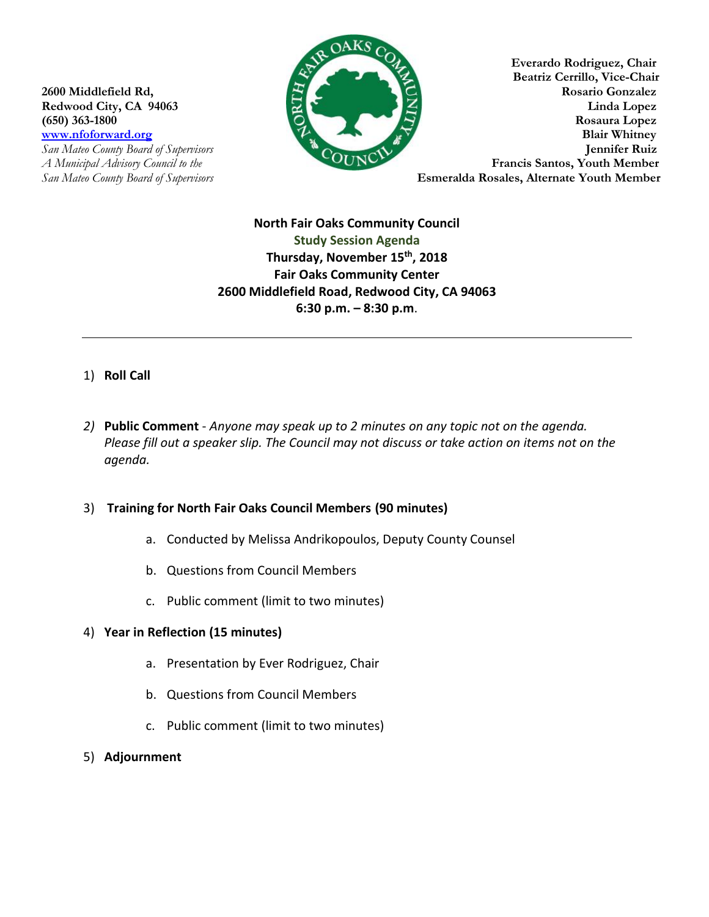**2600 Middlefield Rd,**
**Redwood City, CA 94063**
**(650) 363-1800**
**[www.nfoforward.org](http://www.nfoforward.org)**
*San Mateo County Board of Supervisors*
*A Municipal Advisory Council to the*
*San Mateo County Board of Supervisors*

**Everardo Rodriguez, Chair**
**Beatriz Cerrillo, Vice-Chair**
**Rosario Gonzalez**
**Linda Lopez**
**Rosaura Lopez**
**Blair Whitney**
**Jennifer Ruiz**
**Francis Santos, Youth Member**
**Esmeralda Rosales, Alternate Youth Member**

**North Fair Oaks Community Council**
**Study Session Agenda**
**Thursday, November 15th, 2018**
**Fair Oaks Community Center**
**2600 Middlefield Road, Redwood City, CA 94063**
**6:30 p.m. – 8:30 p.m.**

---

1) **Roll Call**

2) **Public Comment** - *Anyone may speak up to 2 minutes on any topic not on the agenda. Please fill out a speaker slip. The Council may not discuss or take action on items not on the agenda.*

3) **Training for North Fair Oaks Council Members (90 minutes)**
   a. Conducted by Melissa Andrikopoulos, Deputy County Counsel
   b. Questions from Council Members
   c. Public comment (limit to two minutes)

4) **Year in Reflection (15 minutes)**
   a. Presentation by Ever Rodriguez, Chair
   b. Questions from Council Members
   c. Public comment (limit to two minutes)

5) **Adjournment**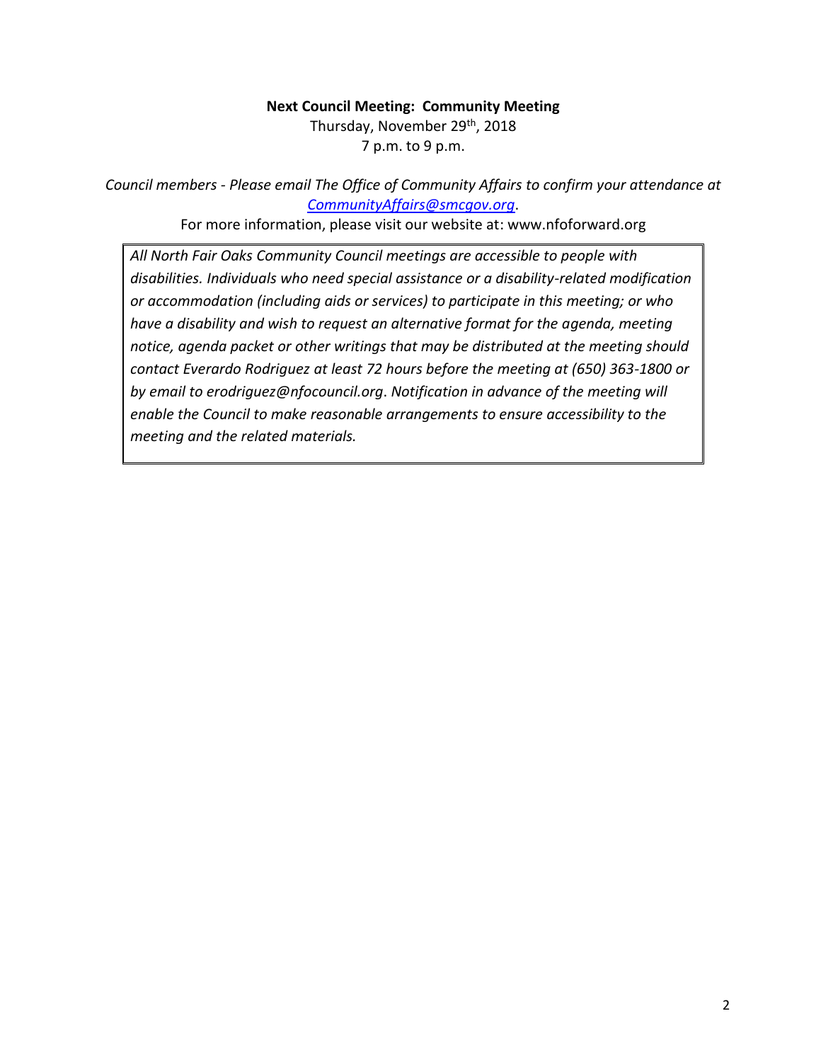**Next Council Meeting: Community Meeting**

Thursday, November 29th, 2018

7 p.m. to 9 p.m.

*Council members - Please email The Office of Community Affairs to confirm your attendance at [CommunityAffairs@smcgov.org](mailto:CommunityAffairs@smcgov.org).*

For more information, please visit our website at: www.nfoforward.org

*All North Fair Oaks Community Council meetings are accessible to people with disabilities. Individuals who need special assistance or a disability-related modification or accommodation (including aids or services) to participate in this meeting; or who have a disability and wish to request an alternative format for the agenda, meeting notice, agenda packet or other writings that may be distributed at the meeting should contact Everardo Rodriguez at least 72 hours before the meeting at (650) 363-1800 or by email to erodriguez@nfocouncil.org. Notification in advance of the meeting will enable the Council to make reasonable arrangements to ensure accessibility to the meeting and the related materials.*